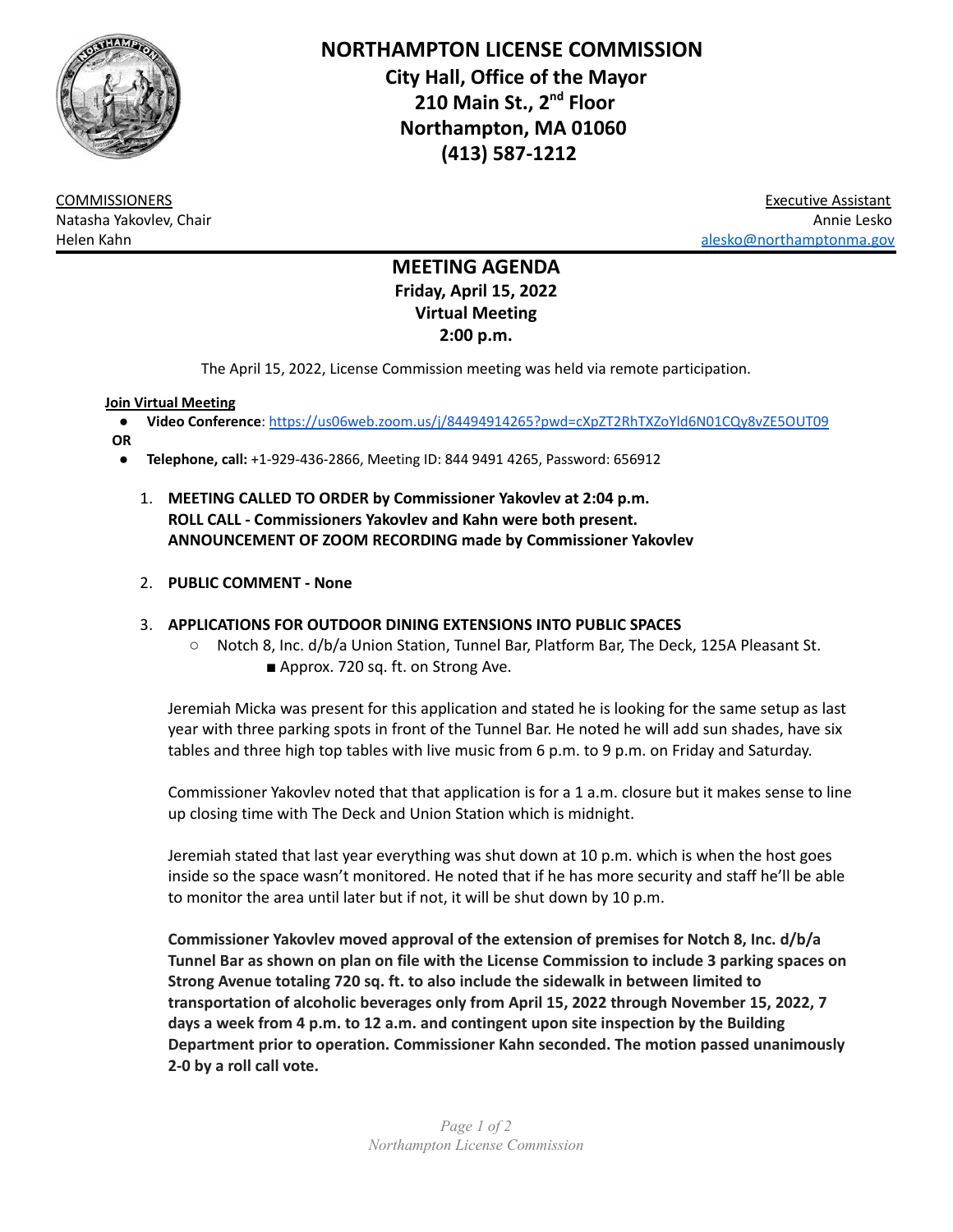# NORTHAMPTON LICENSE COMMISSION

**City Hall, Office of the Mayor**
**210 Main St., 2nd Floor**
**Northampton, MA 01060**
**(413) 587-1212**

COMMISSIONERS
Natasha Yakovlev, Chair
Helen Kahn

Executive Assistant
Annie Lesko
alesko@northamptonma.gov

## MEETING AGENDA

**Friday, April 15, 2022**
**Virtual Meeting**
**2:00 p.m.**

The April 15, 2022, License Commission meeting was held via remote participation.

**Join Virtual Meeting**

- **Video Conference**: https://us06web.zoom.us/j/84494914265?pwd=cXpZT2RhTXZoYld6N01CQy8vZE5OUT09

**OR**

- **Telephone, call:** +1-929-436-2866, Meeting ID: 844 9491 4265, Password: 656912

1. **MEETING CALLED TO ORDER by Commissioner Yakovlev at 2:04 p.m.**
   **ROLL CALL - Commissioners Yakovlev and Kahn were both present.**
   **ANNOUNCEMENT OF ZOOM RECORDING made by Commissioner Yakovlev**

2. **PUBLIC COMMENT - None**

3. **APPLICATIONS FOR OUTDOOR DINING EXTENSIONS INTO PUBLIC SPACES**
   - Notch 8, Inc. d/b/a Union Station, Tunnel Bar, Platform Bar, The Deck, 125A Pleasant St.
     - Approx. 720 sq. ft. on Strong Ave.

   Jeremiah Micka was present for this application and stated he is looking for the same setup as last year with three parking spots in front of the Tunnel Bar. He noted he will add sun shades, have six tables and three high top tables with live music from 6 p.m. to 9 p.m. on Friday and Saturday.

   Commissioner Yakovlev noted that that application is for a 1 a.m. closure but it makes sense to line up closing time with The Deck and Union Station which is midnight.

   Jeremiah stated that last year everything was shut down at 10 p.m. which is when the host goes inside so the space wasn't monitored. He noted that if he has more security and staff he'll be able to monitor the area until later but if not, it will be shut down by 10 p.m.

   **Commissioner Yakovlev moved approval of the extension of premises for Notch 8, Inc. d/b/a Tunnel Bar as shown on plan on file with the License Commission to include 3 parking spaces on Strong Avenue totaling 720 sq. ft. to also include the sidewalk in between limited to transportation of alcoholic beverages only from April 15, 2022 through November 15, 2022, 7 days a week from 4 p.m. to 12 a.m. and contingent upon site inspection by the Building Department prior to operation. Commissioner Kahn seconded. The motion passed unanimously 2-0 by a roll call vote.**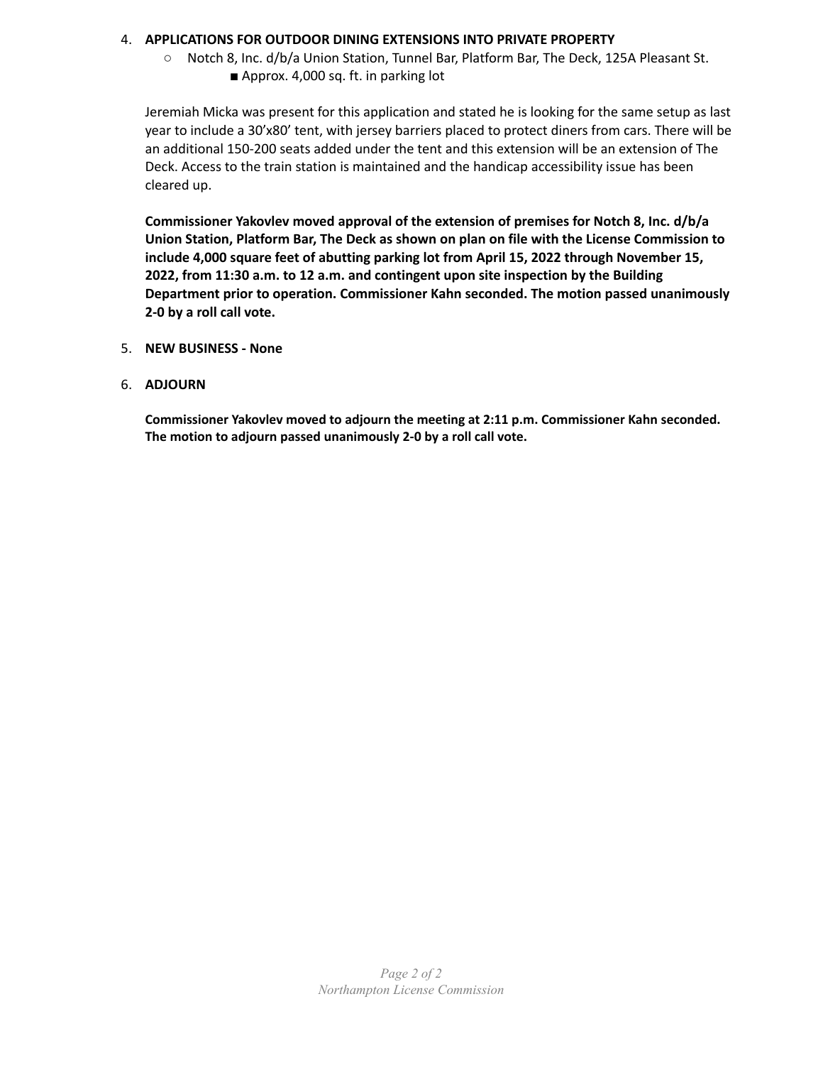4. **APPLICATIONS FOR OUTDOOR DINING EXTENSIONS INTO PRIVATE PROPERTY**
   - Notch 8, Inc. d/b/a Union Station, Tunnel Bar, Platform Bar, The Deck, 125A Pleasant St.
     - Approx. 4,000 sq. ft. in parking lot

   Jeremiah Micka was present for this application and stated he is looking for the same setup as last year to include a 30’x80’ tent, with jersey barriers placed to protect diners from cars. There will be an additional 150-200 seats added under the tent and this extension will be an extension of The Deck. Access to the train station is maintained and the handicap accessibility issue has been cleared up.

   **Commissioner Yakovlev moved approval of the extension of premises for Notch 8, Inc. d/b/a Union Station, Platform Bar, The Deck as shown on plan on file with the License Commission to include 4,000 square feet of abutting parking lot from April 15, 2022 through November 15, 2022, from 11:30 a.m. to 12 a.m. and contingent upon site inspection by the Building Department prior to operation. Commissioner Kahn seconded. The motion passed unanimously 2-0 by a roll call vote.**

5. **NEW BUSINESS - None**

6. **ADJOURN**

   **Commissioner Yakovlev moved to adjourn the meeting at 2:11 p.m. Commissioner Kahn seconded. The motion to adjourn passed unanimously 2-0 by a roll call vote.**